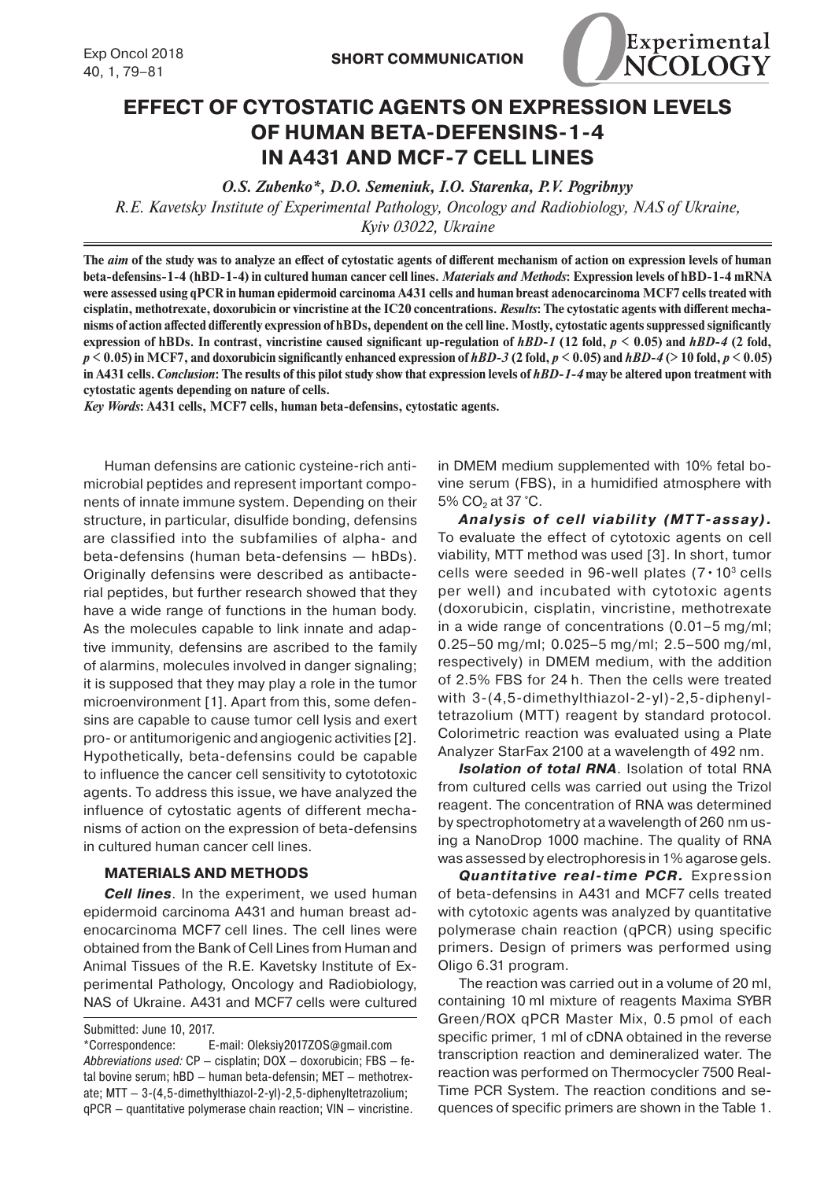SHORT COMMUNICATION

# EFFECT OF CYTOSTATIC AGENTS ON EXPRESSION LEVELS OF HUMAN BETA-DEFENSINS-1-4 IN A431 AND MCF-7 CELL LINES

*O.S. Zubenko\*, D.O. Semeniuk, I.O. Starenka, P.V. Pogribnyy*

*R.E. Kavetsky Institute of Experimental Pathology, Oncology and Radiobiology, NAS of Ukraine, Kyiv 03022, Ukraine*

**The *aim* of the study was to analyze an effect of cytostatic agents of different mechanism of action on expression levels of human beta-defensins-1-4 (hBD-1-4) in cultured human cancer cell lines. *Materials and Methods*: Expression levels of hBD-1-4 mRNA were assessed using qPCR in human epidermoid carcinoma A431 cells and human breast adenocarcinoma MCF7 cells treated with cisplatin, methotrexate, doxorubicin or vincristine at the IC20 concentrations. *Results*: The cytostatic agents with different mechanisms of action affected differently expression of hBDs, dependent on the cell line. Mostly, cytostatic agents suppressed significantly expression of hBDs. In contrast, vincristine caused significant up-regulation of *hBD-1* (12 fold, $p < 0.05$) and *hBD-4* (2 fold, $p < 0.05$) in MCF7, and doxorubicin significantly enhanced expression of *hBD-3* (2 fold, $p < 0.05$) and *hBD-4* (> 10 fold, $p < 0.05$) in A431 cells. *Conclusion*: The results of this pilot study show that expression levels of *hBD-1-4* may be altered upon treatment with cytostatic agents depending on nature of cells.**

***Key Words*: A431 cells, MCF7 cells, human beta-defensins, cytostatic agents.**

Human defensins are cationic cysteine-rich antimicrobial peptides and represent important components of innate immune system. Depending on their structure, in particular, disulfide bonding, defensins are classified into the subfamilies of alpha- and beta-defensins (human beta-defensins — hBDs). Originally defensins were described as antibacterial peptides, but further research showed that they have a wide range of functions in the human body. As the molecules capable to link innate and adaptive immunity, defensins are ascribed to the family of alarmins, molecules involved in danger signaling; it is supposed that they may play a role in the tumor microenvironment [1]. Apart from this, some defensins are capable to cause tumor cell lysis and exert pro- or antitumorigenic and angiogenic activities [2]. Hypothetically, beta-defensins could be capable to influence the cancer cell sensitivity to cytototoxic agents. To address this issue, we have analyzed the influence of cytostatic agents of different mechanisms of action on the expression of beta-defensins in cultured human cancer cell lines.

## MATERIALS AND METHODS

***Cell lines***. In the experiment, we used human epidermoid carcinoma A431 and human breast adenocarcinoma MCF7 cell lines. The cell lines were obtained from the Bank of Cell Lines from Human and Animal Tissues of the R.E. Kavetsky Institute of Experimental Pathology, Oncology and Radiobiology, NAS of Ukraine. A431 and MCF7 cells were cultured in DMEM medium supplemented with 10% fetal bovine serum (FBS), in a humidified atmosphere with 5% $CO_2$ at 37 °C.

***Analysis of cell viability (MTT-assay).*** To evaluate the effect of cytotoxic agents on cell viability, MTT method was used [3]. In short, tumor cells were seeded in 96-well plates ($7 \cdot 10^3$ cells per well) and incubated with cytotoxic agents (doxorubicin, cisplatin, vincristine, methotrexate in a wide range of concentrations (0.01–5 mg/ml; 0.25–50 mg/ml; 0.025–5 mg/ml; 2.5–500 mg/ml, respectively) in DMEM medium, with the addition of 2.5% FBS for 24 h. Then the cells were treated with 3-(4,5-dimethylthiazol-2-yl)-2,5-diphenyltetrazolium (MTT) reagent by standard protocol. Colorimetric reaction was evaluated using a Plate Analyzer StarFax 2100 at a wavelength of 492 nm.

***Isolation of total RNA***. Isolation of total RNA from cultured cells was carried out using the Trizol reagent. The concentration of RNA was determined by spectrophotometry at a wavelength of 260 nm using a NanoDrop 1000 machine. The quality of RNA was assessed by electrophoresis in 1% agarose gels.

***Quantitative real-time PCR.*** Expression of beta-defensins in A431 and MCF7 cells treated with cytotoxic agents was analyzed by quantitative polymerase chain reaction (qPCR) using specific primers. Design of primers was performed using Oligo 6.31 program.

The reaction was carried out in a volume of 20 ml, containing 10 ml mixture of reagents Maxima SYBR Green/ROX qPCR Master Mix, 0.5 pmol of each specific primer, 1 ml of cDNA obtained in the reverse transcription reaction and demineralized water. The reaction was performed on Thermocycler 7500 Real-Time PCR System. The reaction conditions and sequences of specific primers are shown in the Table 1.

Submitted: June 10, 2017.

\*Correspondence: E-mail: Oleksiy2017ZOS@gmail.com

*Abbreviations used:* CP – cisplatin; DOX – doxorubicin; FBS – fetal bovine serum; hBD – human beta-defensin; MET – methotrexate; MTT – 3-(4,5-dimethylthiazol-2-yl)-2,5-diphenyltetrazolium; qPCR – quantitative polymerase chain reaction; VIN – vincristine.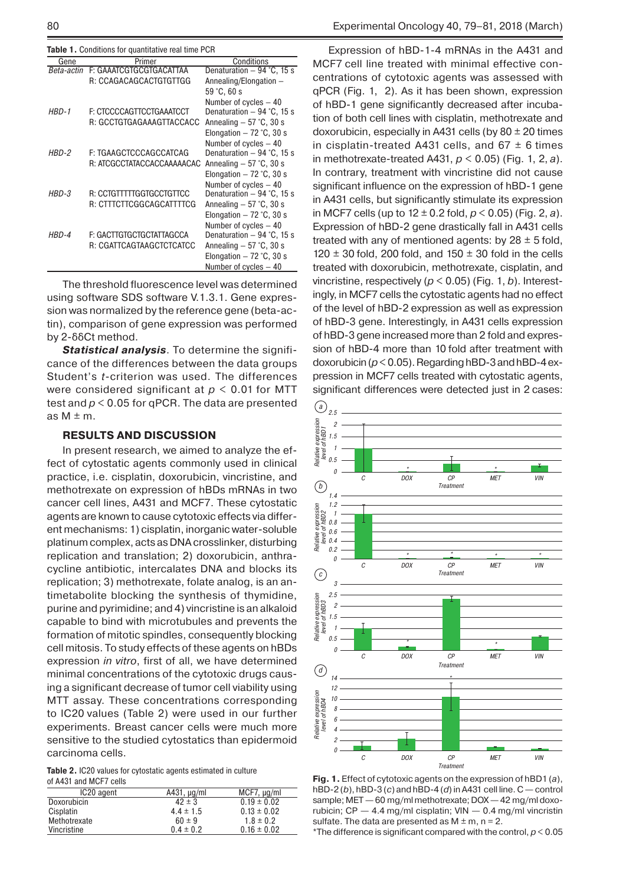**Table 1.** Conditions for quantitative real time PCR

| Gene | Primer | Conditions |
|---|---|---|
| *Beta-actin* | F: GAAATCGTGCGTGACATTAA<br>R: CCAGACAGCACTGTGTTGG | Denaturation – 94 °C, 15 s<br>Annealing/Elongation – 59 °C, 60 s<br>Number of cycles – 40 |
| *HBD-1* | F: CTCCCCAGTTCCTGAAATCCT<br>R: GCCTGTGAGAAAGTTACCACC | Denaturation – 94 °C, 15 s<br>Annealing – 57 °C, 30 s<br>Elongation – 72 °C, 30 s<br>Number of cycles – 40 |
| *HBD-2* | F: TGAAGCTCCCAGCCATCAG<br>R: ATCGCCTATACCACCAAAAACAC | Denaturation – 94 °C, 15 s<br>Annealing – 57 °C, 30 s<br>Elongation – 72 °C, 30 s<br>Number of cycles – 40 |
| *HBD-3* | R: CCTGTTTTTGGTGCCTGTTCC<br>R: CTTTCTTCGGCAGCATTTTCG | Denaturation – 94 °C, 15 s<br>Annealing – 57 °C, 30 s<br>Elongation – 72 °C, 30 s<br>Number of cycles – 40 |
| *HBD-4* | F: GACTTGTGCTGCTATTAGCCA<br>R: CGATTCAGTAAGCTCTCATCC | Denaturation – 94 °C, 15 s<br>Annealing – 57 °C, 30 s<br>Elongation – 72 °C, 30 s<br>Number of cycles – 40 |

The threshold fluorescence level was determined using software SDS software V.1.3.1. Gene expression was normalized by the reference gene (beta-actin), comparison of gene expression was performed by 2-δδCt method.

***Statistical analysis***. To determine the significance of the differences between the data groups Student's *t*-criterion was used. The differences were considered significant at $p < 0.01$ for MTT test and $p < 0.05$ for qPCR. The data are presented as M ± m.

## RESULTS AND DISCUSSION

In present research, we aimed to analyze the effect of cytostatic agents commonly used in clinical practice, i.e. cisplatin, doxorubicin, vincristine, and methotrexate on expression of hBDs mRNAs in two cancer cell lines, A431 and MCF7. These cytostatic agents are known to cause cytotoxic effects via different mechanisms: 1) cisplatin, inorganic water-soluble platinum complex, acts as DNA crosslinker, disturbing replication and translation; 2) doxorubicin, anthracycline antibiotic, intercalates DNA and blocks its replication; 3) methotrexate, folate analog, is an antimetabolite blocking the synthesis of thymidine, purine and pyrimidine; and 4) vincristine is an alkaloid capable to bind with microtubules and prevents the formation of mitotic spindles, consequently blocking cell mitosis. To study effects of these agents on hBDs expression *in vitro*, first of all, we have determined minimal concentrations of the cytotoxic drugs causing a significant decrease of tumor cell viability using MTT assay. These concentrations corresponding to IC20 values (Table 2) were used in our further experiments. Breast cancer cells were much more sensitive to the studied cytostatics than epidermoid carcinoma cells.

**Table 2.** IC20 values for cytostatic agents estimated in culture of A431 and MCF7 cells

| IC20 agent | A431, μg/ml | MCF7, μg/ml |
|---|---|---|
| Doxorubicin | 42 ± 3 | 0.19 ± 0.02 |
| Cisplatin | 4.4 ± 1.5 | 0.13 ± 0.02 |
| Methotrexate | 60 ± 9 | 1.8 ± 0.2 |
| Vincristine | 0.4 ± 0.2 | 0.16 ± 0.02 |

Expression of hBD-1-4 mRNAs in the A431 and MCF7 cell line treated with minimal effective concentrations of cytotoxic agents was assessed with qPCR (Fig. 1, 2). As it has been shown, expression of hBD-1 gene significantly decreased after incubation of both cell lines with cisplatin, methotrexate and doxorubicin, especially in A431 cells (by 80 ± 20 times in cisplatin-treated A431 cells, and 67 ± 6 times in methotrexate-treated A431, $p < 0.05$) (Fig. 1, 2, *a*). In contrary, treatment with vincristine did not cause significant influence on the expression of hBD-1 gene in A431 cells, but significantly stimulate its expression in MCF7 cells (up to 12 ± 0.2 fold, $p < 0.05$) (Fig. 2, *a*). Expression of hBD-2 gene drastically fall in A431 cells treated with any of mentioned agents: by 28 ± 5 fold, 120 ± 30 fold, 200 fold, and 150 ± 30 fold in the cells treated with doxorubicin, methotrexate, cisplatin, and vincristine, respectively ($p < 0.05$) (Fig. 1, *b*). Interestingly, in MCF7 cells the cytostatic agents had no effect of the level of hBD-2 expression as well as expression of hBD-3 gene. Interestingly, in A431 cells expression of hBD-3 gene increased more than 2 fold and expression of hBD-4 more than 10 fold after treatment with doxorubicin ($p < 0.05$). Regarding hBD-3 and hBD-4 expression in MCF7 cells treated with cytostatic agents, significant differences were detected just in 2 cases:

**Fig. 1.** Effect of cytotoxic agents on the expression of hBD1 (*a*), hBD-2 (*b*), hBD-3 (*c*) and hBD-4 (*d*) in A431 cell line. C — control sample; MET — 60 mg/ml methotrexate; DOX — 42 mg/ml doxorubicin; CP — 4.4 mg/ml cisplatin; VIN — 0.4 mg/ml vincristin sulfate. The data are presented as M ± m, n = 2.

*The difference is significant compared with the control, $p < 0.05$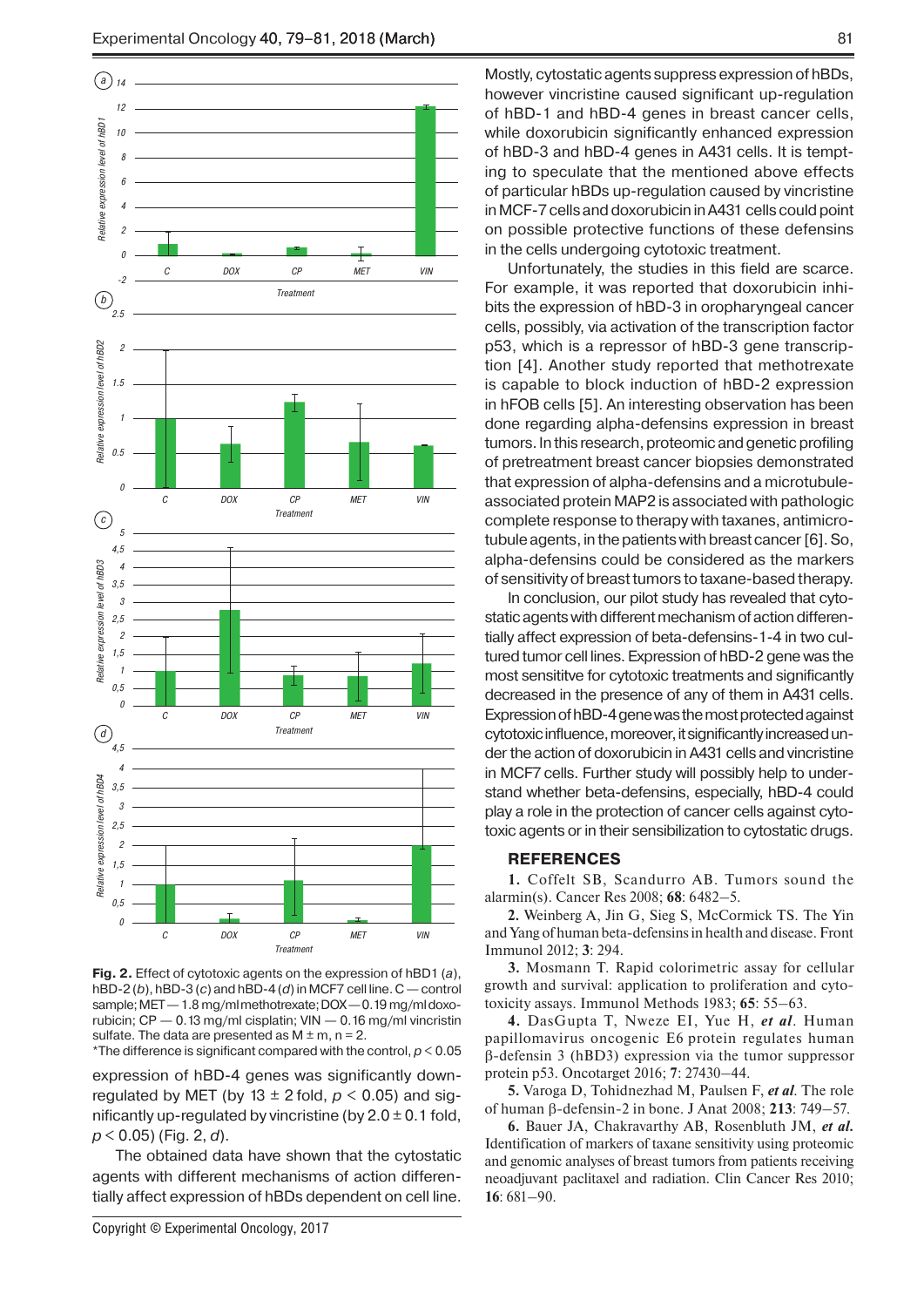a

14
12
10
8
6
4
2
0
-2

Relative expression level of hBD1

C DOX CP MET VIN

Treatment

b

2.5
2
1.5
1
0.5
0

Relative expression level of hBD2

C DOX CP MET VIN

Treatment

c

5
4,5
4
3,5
3
2,5
2
1,5
1
0,5
0

Relative expression level of hBD3

C DOX CP MET VIN

Treatment

d

4,5
4
3,5
3
2,5
2
1,5
1
0,5
0

Relative expression level of hBD4

C DOX CP MET VIN

Treatment

**Fig. 2.** Effect of cytotoxic agents on the expression of hBD1 (*a*), hBD-2 (*b*), hBD-3 (*c*) and hBD-4 (*d*) in MCF7 cell line. C — control sample; MET — 1.8 mg/ml methotrexate; DOX — 0.19 mg/ml doxorubicin; CP — 0.13 mg/ml cisplatin; VIN — 0.16 mg/ml vincristin sulfate. The data are presented as M ± m, n = 2.
*The difference is significant compared with the control, $p < 0.05$

expression of hBD-4 genes was significantly downregulated by MET (by 13 ± 2 fold, $p < 0.05$) and significantly up-regulated by vincristine (by 2.0 ± 0.1 fold, $p < 0.05$) (Fig. 2, *d*).

The obtained data have shown that the cytostatic agents with different mechanisms of action differentially affect expression of hBDs dependent on cell line. Mostly, cytostatic agents suppress expression of hBDs, however vincristine caused significant up-regulation of hBD-1 and hBD-4 genes in breast cancer cells, while doxorubicin significantly enhanced expression of hBD-3 and hBD-4 genes in A431 cells. It is tempting to speculate that the mentioned above effects of particular hBDs up-regulation caused by vincristine in MCF-7 cells and doxorubicin in A431 cells could point on possible protective functions of these defensins in the cells undergoing cytotoxic treatment.

Unfortunately, the studies in this field are scarce. For example, it was reported that doxorubicin inhibits the expression of hBD-3 in oropharyngeal cancer cells, possibly, via activation of the transcription factor p53, which is a repressor of hBD-3 gene transcription [4]. Another study reported that methotrexate is capable to block induction of hBD-2 expression in hFOB cells [5]. An interesting observation has been done regarding alpha-defensins expression in breast tumors. In this research, proteomic and genetic profiling of pretreatment breast cancer biopsies demonstrated that expression of alpha-defensins and a microtubule-associated protein MAP2 is associated with pathologic complete response to therapy with taxanes, antimicrotubule agents, in the patients with breast cancer [6]. So, alpha-defensins could be considered as the markers of sensitivity of breast tumors to taxane-based therapy.

In conclusion, our pilot study has revealed that cytostatic agents with different mechanism of action differentially affect expression of beta-defensins-1-4 in two cultured tumor cell lines. Expression of hBD-2 gene was the most sensititve for cytotoxic treatments and significantly decreased in the presence of any of them in A431 cells. Expression of hBD-4 gene was the most protected against cytotoxic influence, moreover, it significantly increased under the action of doxorubicin in A431 cells and vincristine in MCF7 cells. Further study will possibly help to understand whether beta-defensins, especially, hBD-4 could play a role in the protection of cancer cells against cytotoxic agents or in their sensibilization to cytostatic drugs.

## REFERENCES

**1.** Coffelt SB, Scandurro AB. Tumors sound the alarmin(s). Cancer Res 2008; **68**: 6482–5.

**2.** Weinberg A, Jin G, Sieg S, McCormick TS. The Yin and Yang of human beta-defensins in health and disease. Front Immunol 2012; **3**: 294.

**3.** Mosmann T. Rapid colorimetric assay for cellular growth and survival: application to proliferation and cytotoxicity assays. Immunol Methods 1983; **65**: 55–63.

**4.** DasGupta T, Nweze EI, Yue H, ***et al***. Human papillomavirus oncogenic E6 protein regulates human β-defensin 3 (hBD3) expression via the tumor suppressor protein p53. Oncotarget 2016; **7**: 27430–44.

**5.** Varoga D, Tohidnezhad M, Paulsen F, ***et al***. The role of human β-defensin-2 in bone. J Anat 2008; **213**: 749–57.

**6.** Bauer JA, Chakravarthy AB, Rosenbluth JM, ***et al.*** Identification of markers of taxane sensitivity using proteomic and genomic analyses of breast tumors from patients receiving neoadjuvant paclitaxel and radiation. Clin Cancer Res 2010; **16**: 681–90.

Copyright © Experimental Oncology, 2017